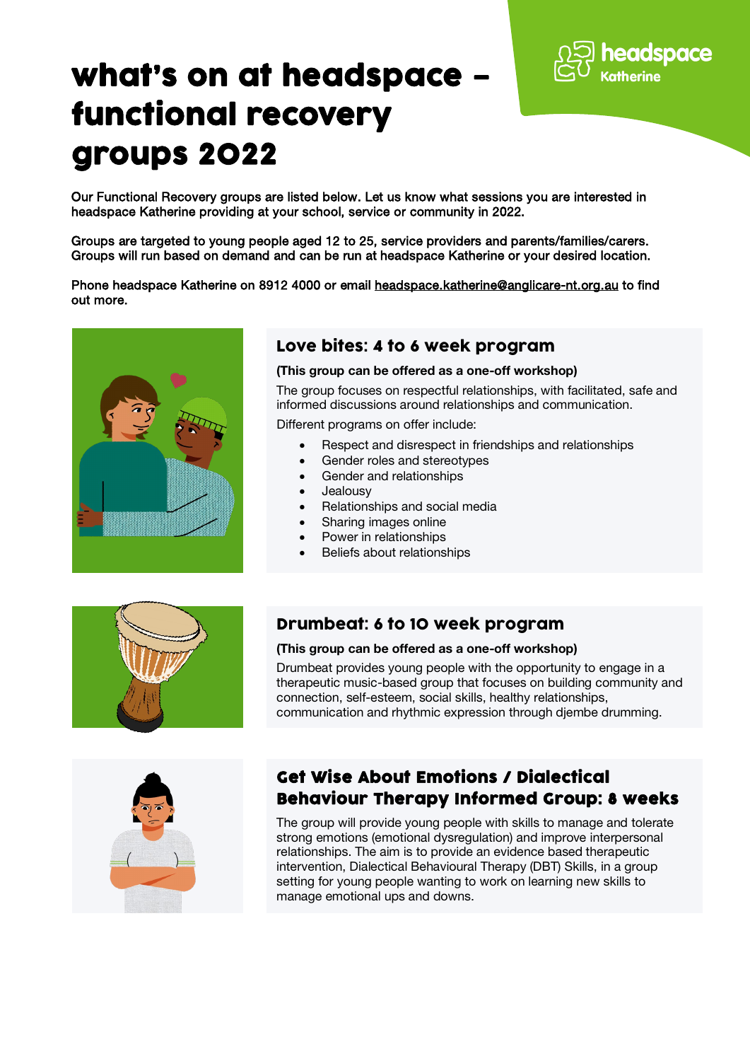# what's on at headspace – functional recovery groups 2022

headspace Katherine

Our Functional Recovery groups are listed below. Let us know what sessions you are interested in headspace Katherine providing at your school, service or community in 2022.

Groups are targeted to young people aged 12 to 25, service providers and parents/families/carers. Groups will run based on demand and can be run at headspace Katherine or your desired location.

Phone headspace Katherine on 8912 4000 or email headspace.katherine@anglicare-nt.org.au to find out more.

## Love bites: 4 to 6 week program

**(This group can be offered as a one-off workshop)**

The group focuses on respectful relationships, with facilitated, safe and informed discussions around relationships and communication.

Different programs on offer include:

- Respect and disrespect in friendships and relationships
- Gender roles and stereotypes
- Gender and relationships
- Jealousy
- Relationships and social media
- Sharing images online
- Power in relationships
- Beliefs about relationships

## Drumbeat: 6 to 10 week program

**(This group can be offered as a one-off workshop)**

Drumbeat provides young people with the opportunity to engage in a therapeutic music-based group that focuses on building community and connection, self-esteem, social skills, healthy relationships, communication and rhythmic expression through djembe drumming.

## Get Wise About Emotions / Dialectical Behaviour Therapy Informed Group: 8 weeks

The group will provide young people with skills to manage and tolerate strong emotions (emotional dysregulation) and improve interpersonal relationships. The aim is to provide an evidence based therapeutic intervention, Dialectical Behavioural Therapy (DBT) Skills, in a group setting for young people wanting to work on learning new skills to manage emotional ups and downs.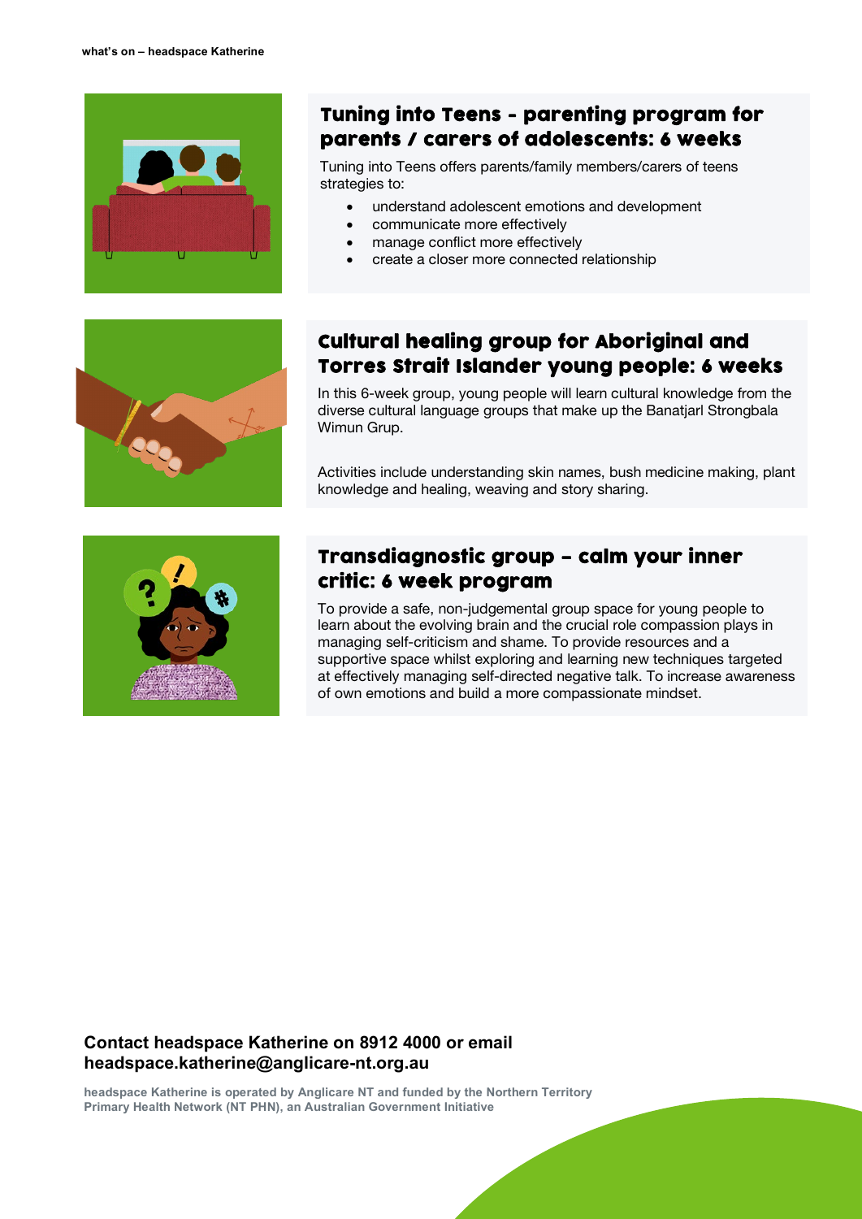## Tuning into Teens – parenting program for parents / carers of adolescents: 6 weeks

Tuning into Teens offers parents/family members/carers of teens strategies to:

- understand adolescent emotions and development
- communicate more effectively
- manage conflict more effectively
- create a closer more connected relationship

## Cultural healing group for Aboriginal and Torres Strait Islander young people: 6 weeks

In this 6-week group, young people will learn cultural knowledge from the diverse cultural language groups that make up the Banatjarl Strongbala Wimun Grup.

Activities include understanding skin names, bush medicine making, plant knowledge and healing, weaving and story sharing.

## Transdiagnostic group – calm your inner critic: 6 week program

To provide a safe, non-judgemental group space for young people to learn about the evolving brain and the crucial role compassion plays in managing self-criticism and shame. To provide resources and a supportive space whilst exploring and learning new techniques targeted at effectively managing self-directed negative talk. To increase awareness of own emotions and build a more compassionate mindset.

**Contact headspace Katherine on 8912 4000 or email headspace.katherine@anglicare-nt.org.au**

**headspace Katherine is operated by Anglicare NT and funded by the Northern Territory Primary Health Network (NT PHN), an Australian Government Initiative**